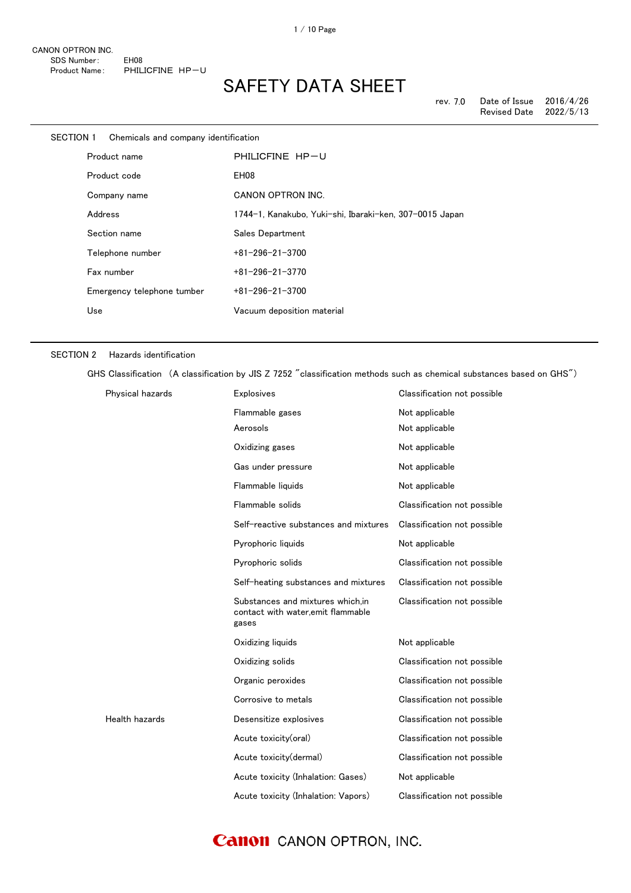CANON OPTRON INC.

SDS Number: EH08

Product Name: PHILICFINE HP－U

# SAFETY DATA SHEET

rev. 7.0 Date of Issue 2016/4/26
Revised Date 2022/5/13

## SECTION 1 Chemicals and company identification

| | |
|---|---|
| Product name | PHILICFINE HP－U |
| Product code | EH08 |
| Company name | CANON OPTRON INC. |
| Address | 1744−1, Kanakubo, Yuki−shi, Ibaraki−ken, 307−0015 Japan |
| Section name | Sales Department |
| Telephone number | +81−296−21−3700 |
| Fax number | +81−296−21−3770 |
| Emergency telephone tumber | +81−296−21−3700 |
| Use | Vacuum deposition material |

## SECTION 2 Hazards identification

GHS Classification （A classification by JIS Z 7252 ″classification methods such as chemical substances based on GHS″）

| | | |
|---|---|---|
| Physical hazards | Explosives | Classification not possible |
| | Flammable gases | Not applicable |
| | Aerosols | Not applicable |
| | Oxidizing gases | Not applicable |
| | Gas under pressure | Not applicable |
| | Flammable liquids | Not applicable |
| | Flammable solids | Classification not possible |
| | Self−reactive substances and mixtures | Classification not possible |
| | Pyrophoric liquids | Not applicable |
| | Pyrophoric solids | Classification not possible |
| | Self−heating substances and mixtures | Classification not possible |
| | Substances and mixtures which,in contact with water,emit flammable gases | Classification not possible |
| | Oxidizing liquids | Not applicable |
| | Oxidizing solids | Classification not possible |
| | Organic peroxides | Classification not possible |
| | Corrosive to metals | Classification not possible |
| Health hazards | Desensitize explosives | Classification not possible |
| | Acute toxicity(oral) | Classification not possible |
| | Acute toxicity(dermal) | Classification not possible |
| | Acute toxicity (Inhalation: Gases) | Not applicable |
| | Acute toxicity (Inhalation: Vapors) | Classification not possible |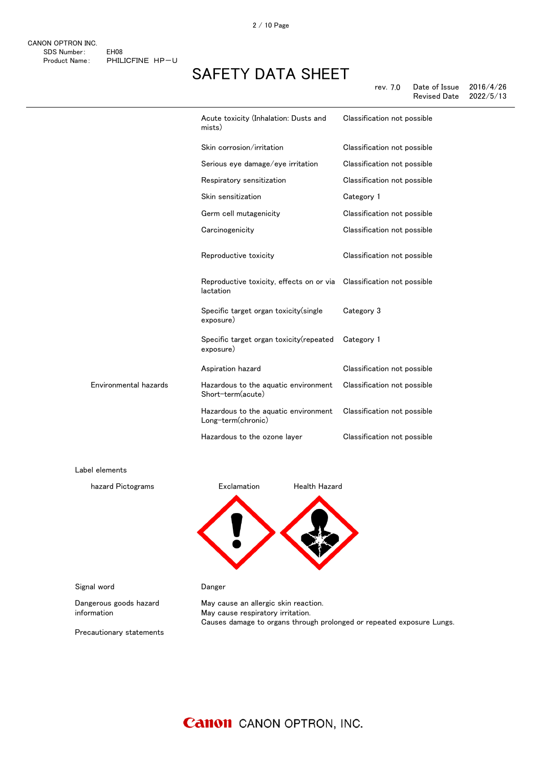| | | |
|---|---|---|
| | Acute toxicity (Inhalation: Dusts and mists) | Classification not possible |
| | Skin corrosion/irritation | Classification not possible |
| | Serious eye damage/eye irritation | Classification not possible |
| | Respiratory sensitization | Classification not possible |
| | Skin sensitization | Category 1 |
| | Germ cell mutagenicity | Classification not possible |
| | Carcinogenicity | Classification not possible |
| | Reproductive toxicity | Classification not possible |
| | Reproductive toxicity, effects on or via lactation | Classification not possible |
| | Specific target organ toxicity(single exposure) | Category 3 |
| | Specific target organ toxicity(repeated exposure) | Category 1 |
| | Aspiration hazard | Classification not possible |
| Environmental hazards | Hazardous to the aquatic environment Short-term(acute) | Classification not possible |
| | Hazardous to the aquatic environment Long-term(chronic) | Classification not possible |
| | Hazardous to the ozone layer | Classification not possible |

Label elements

hazard Pictograms: Exclamation, Health Hazard

Signal word: Danger

Dangerous goods hazard information:
May cause an allergic skin reaction.
May cause respiratory irritation.
Causes damage to organs through prolonged or repeated exposure Lungs.

Precautionary statements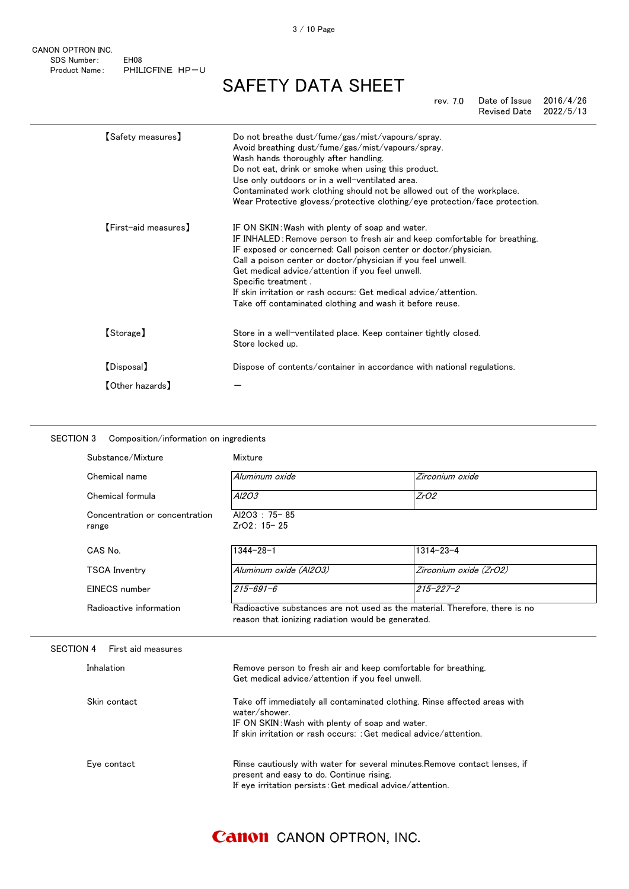| | |
|---|---|
| 【Safety measures】 | Do not breathe dust/fume/gas/mist/vapours/spray.<br>Avoid breathing dust/fume/gas/mist/vapours/spray.<br>Wash hands thoroughly after handling.<br>Do not eat, drink or smoke when using this product.<br>Use only outdoors or in a well-ventilated area.<br>Contaminated work clothing should not be allowed out of the workplace.<br>Wear Protective glovess/protective clothing/eye protection/face protection. |
| 【First-aid measures】 | IF ON SKIN：Wash with plenty of soap and water.<br>IF INHALED：Remove person to fresh air and keep comfortable for breathing.<br>IF exposed or concerned: Call poison center or doctor/physician.<br>Call a poison center or doctor/physician if you feel unwell.<br>Get medical advice/attention if you feel unwell.<br>Specific treatment .<br>If skin irritation or rash occurs: Get medical advice/attention.<br>Take off contaminated clothing and wash it before reuse. |
| 【Storage】 | Store in a well-ventilated place. Keep container tightly closed.<br>Store locked up. |
| 【Disposal】 | Dispose of contents/container in accordance with national regulations. |
| 【Other hazards】 | — |

## SECTION 3 Composition/information on ingredients

Substance/Mixture: Mixture

| | | |
|---|---|---|
| Chemical name | *Aluminum oxide* | *Zirconium oxide* |
| Chemical formula | *$Al_2O_3$* | *$ZrO_2$* |
| Concentration or concentration range | $Al_2O_3$ : 75- 85<br>$ZrO_2$: 15- 25 | |
| CAS No. | 1344-28-1 | 1314-23-4 |
| TSCA Inventry | *Aluminum oxide ($Al_2O_3$)* | *Zirconium oxide ($ZrO_2$)* |
| EINECS number | *215-691-6* | *215-227-2* |

Radioactive information: Radioactive substances are not used as the material. Therefore, there is no reason that ionizing radiation would be generated.

## SECTION 4 First aid measures

| | |
|---|---|
| Inhalation | Remove person to fresh air and keep comfortable for breathing.<br>Get medical advice/attention if you feel unwell. |
| Skin contact | Take off immediately all contaminated clothing. Rinse affected areas with water/shower.<br>IF ON SKIN：Wash with plenty of soap and water.<br>If skin irritation or rash occurs: ：Get medical advice/attention. |
| Eye contact | Rinse cautiously with water for several minutes.Remove contact lenses, if present and easy to do. Continue rising.<br>If eye irritation persists：Get medical advice/attention. |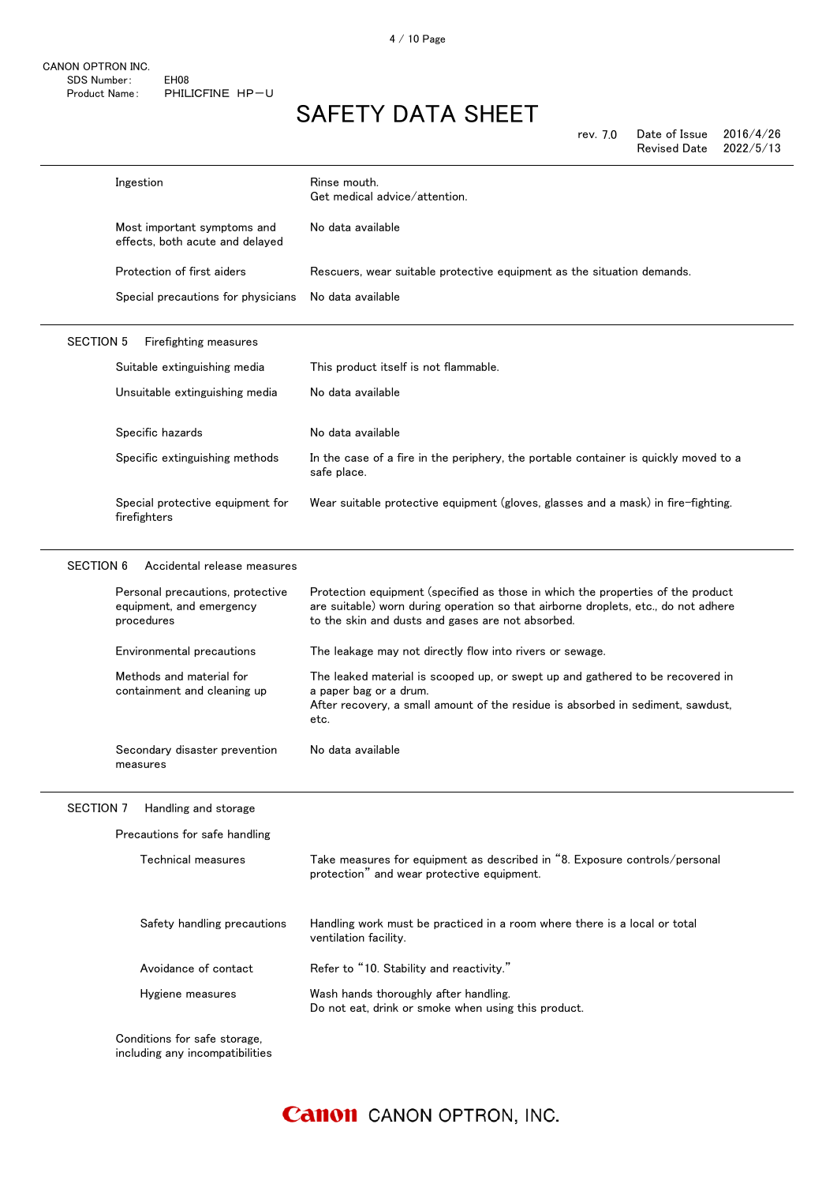| | |
|---|---|
| Ingestion | Rinse mouth.<br>Get medical advice/attention. |
| Most important symptoms and effects, both acute and delayed | No data available |
| Protection of first aiders | Rescuers, wear suitable protective equipment as the situation demands. |
| Special precautions for physicians | No data available |

## SECTION 5 Firefighting measures

| | |
|---|---|
| Suitable extinguishing media | This product itself is not flammable. |
| Unsuitable extinguishing media | No data available |
| Specific hazards | No data available |
| Specific extinguishing methods | In the case of a fire in the periphery, the portable container is quickly moved to a safe place. |
| Special protective equipment for firefighters | Wear suitable protective equipment (gloves, glasses and a mask) in fire-fighting. |

## SECTION 6 Accidental release measures

| | |
|---|---|
| Personal precautions, protective equipment, and emergency procedures | Protection equipment (specified as those in which the properties of the product are suitable) worn during operation so that airborne droplets, etc., do not adhere to the skin and dusts and gases are not absorbed. |
| Environmental precautions | The leakage may not directly flow into rivers or sewage. |
| Methods and material for containment and cleaning up | The leaked material is scooped up, or swept up and gathered to be recovered in a paper bag or a drum.<br>After recovery, a small amount of the residue is absorbed in sediment, sawdust, etc. |
| Secondary disaster prevention measures | No data available |

## SECTION 7 Handling and storage

Precautions for safe handling

| | |
|---|---|
| Technical measures | Take measures for equipment as described in "8. Exposure controls/personal protection" and wear protective equipment. |
| Safety handling precautions | Handling work must be practiced in a room where there is a local or total ventilation facility. |
| Avoidance of contact | Refer to "10. Stability and reactivity." |
| Hygiene measures | Wash hands thoroughly after handling.<br>Do not eat, drink or smoke when using this product. |

Conditions for safe storage, including any incompatibilities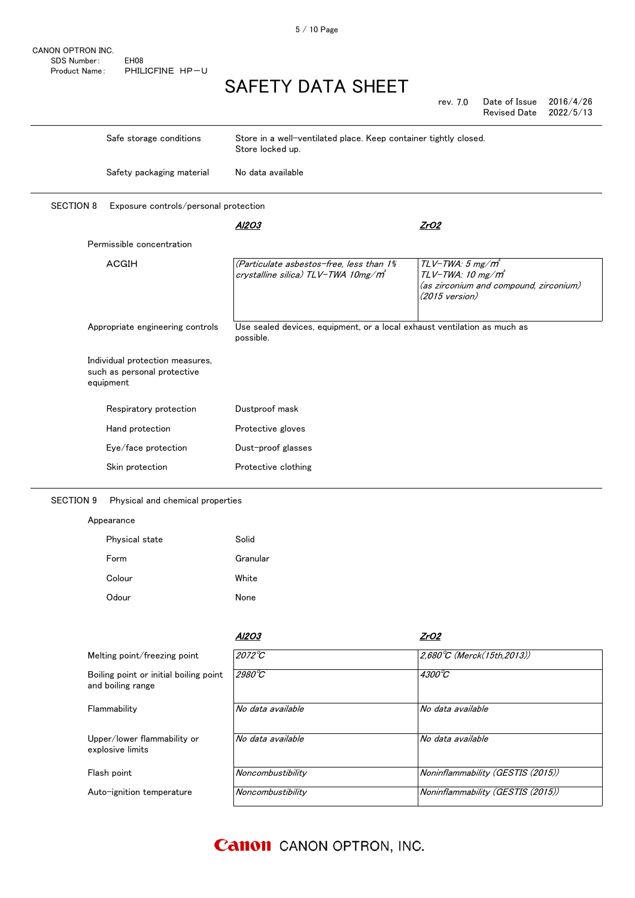| | |
|---|---|
| Safe storage conditions | Store in a well-ventilated place. Keep container tightly closed. Store locked up. |
| Safety packaging material | No data available |

## SECTION 8 Exposure controls/personal protection

| | $Al_2O_3$ | $ZrO_2$ |
|---|---|---|
| Permissible concentration | | |
| ACGIH | *(Particulate asbestos-free, less than 1% crystalline silica) TLV-TWA 10mg/m³* | *TLV-TWA: 5 mg/m³*<br>*TLV-TWA: 10 mg/m³*<br>*(as zirconium and compound, zirconium)*<br>*(2015 version)* |

| | |
|---|---|
| Appropriate engineering controls | Use sealed devices, equipment, or a local exhaust ventilation as much as possible. |
| Individual protection measures, such as personal protective equipment | |
| Respiratory protection | Dustproof mask |
| Hand protection | Protective gloves |
| Eye/face protection | Dust-proof glasses |
| Skin protection | Protective clothing |

## SECTION 9 Physical and chemical properties

Appearance

| | |
|---|---|
| Physical state | Solid |
| Form | Granular |
| Colour | White |
| Odour | None |

| | $Al_2O_3$ | $ZrO_2$ |
|---|---|---|
| Melting point/freezing point | *2072℃* | *2,680℃ (Merck(15th,2013))* |
| Boiling point or initial boiling point and boiling range | *2980℃* | *4300℃* |
| Flammability | *No data available* | *No data available* |
| Upper/lower flammability or explosive limits | *No data available* | *No data available* |
| Flash point | *Noncombustibility* | *Noninflammability (GESTIS (2015))* |
| Auto-ignition temperature | *Noncombustibility* | *Noninflammability (GESTIS (2015))* |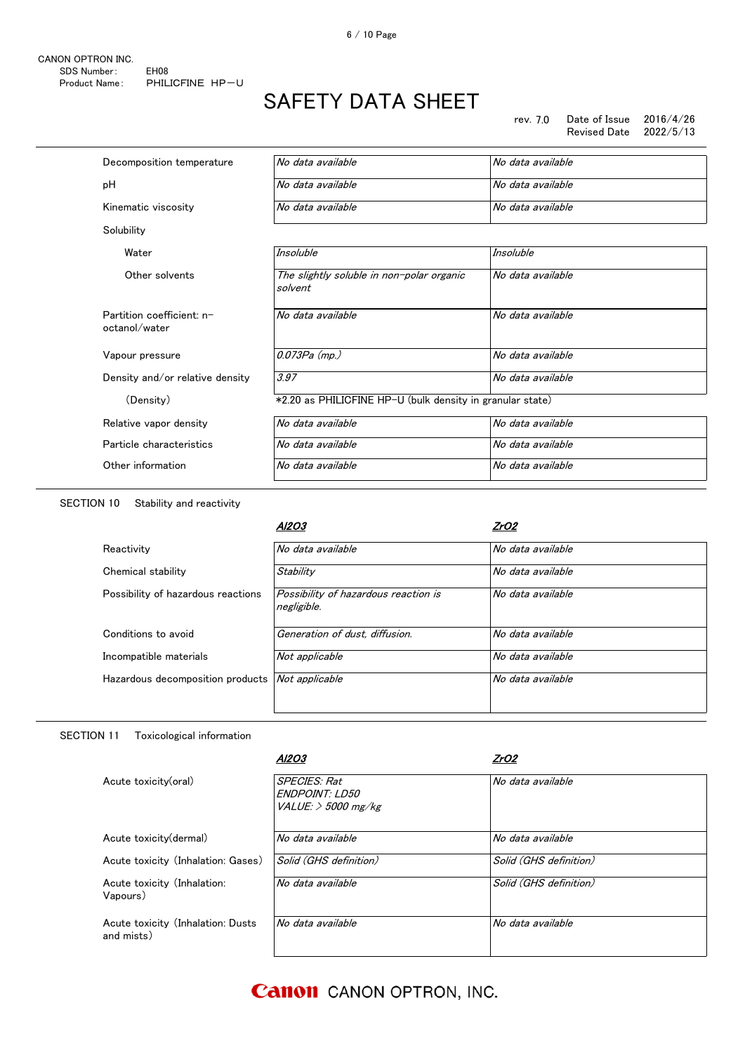| | | |
|---|---|---|
| Decomposition temperature | *No data available* | *No data available* |
| pH | *No data available* | *No data available* |
| Kinematic viscosity | *No data available* | *No data available* |
| Solubility | | |
| Water | *Insoluble* | *Insoluble* |
| Other solvents | *The slightly soluble in non-polar organic solvent* | *No data available* |
| Partition coefficient: n-octanol/water | *No data available* | *No data available* |
| Vapour pressure | *0.073Pa (mp.)* | *No data available* |
| Density and/or relative density | *3.97* | *No data available* |
| (Density) | *2.20 as PHILICFINE HP-U (bulk density in granular state) | |
| Relative vapor density | *No data available* | *No data available* |
| Particle characteristics | *No data available* | *No data available* |
| Other information | *No data available* | *No data available* |

SECTION 10　Stability and reactivity

| | ***$Al_2O_3$*** | ***$ZrO_2$*** |
|---|---|---|
| Reactivity | *No data available* | *No data available* |
| Chemical stability | *Stability* | *No data available* |
| Possibility of hazardous reactions | *Possibility of hazardous reaction is negligible.* | *No data available* |
| Conditions to avoid | *Generation of dust, diffusion.* | *No data available* |
| Incompatible materials | *Not applicable* | *No data available* |
| Hazardous decomposition products | *Not applicable* | *No data available* |

SECTION 11　Toxicological information

| | ***$Al_2O_3$*** | ***$ZrO_2$*** |
|---|---|---|
| Acute toxicity(oral) | *SPECIES: Rat*<br>*ENDPOINT: LD50*<br>*VALUE: > 5000 mg/kg* | *No data available* |
| Acute toxicity(dermal) | *No data available* | *No data available* |
| Acute toxicity (Inhalation: Gases) | *Solid (GHS definition)* | *Solid (GHS definition)* |
| Acute toxicity (Inhalation: Vapours) | *No data available* | *Solid (GHS definition)* |
| Acute toxicity (Inhalation: Dusts and mists) | *No data available* | *No data available* |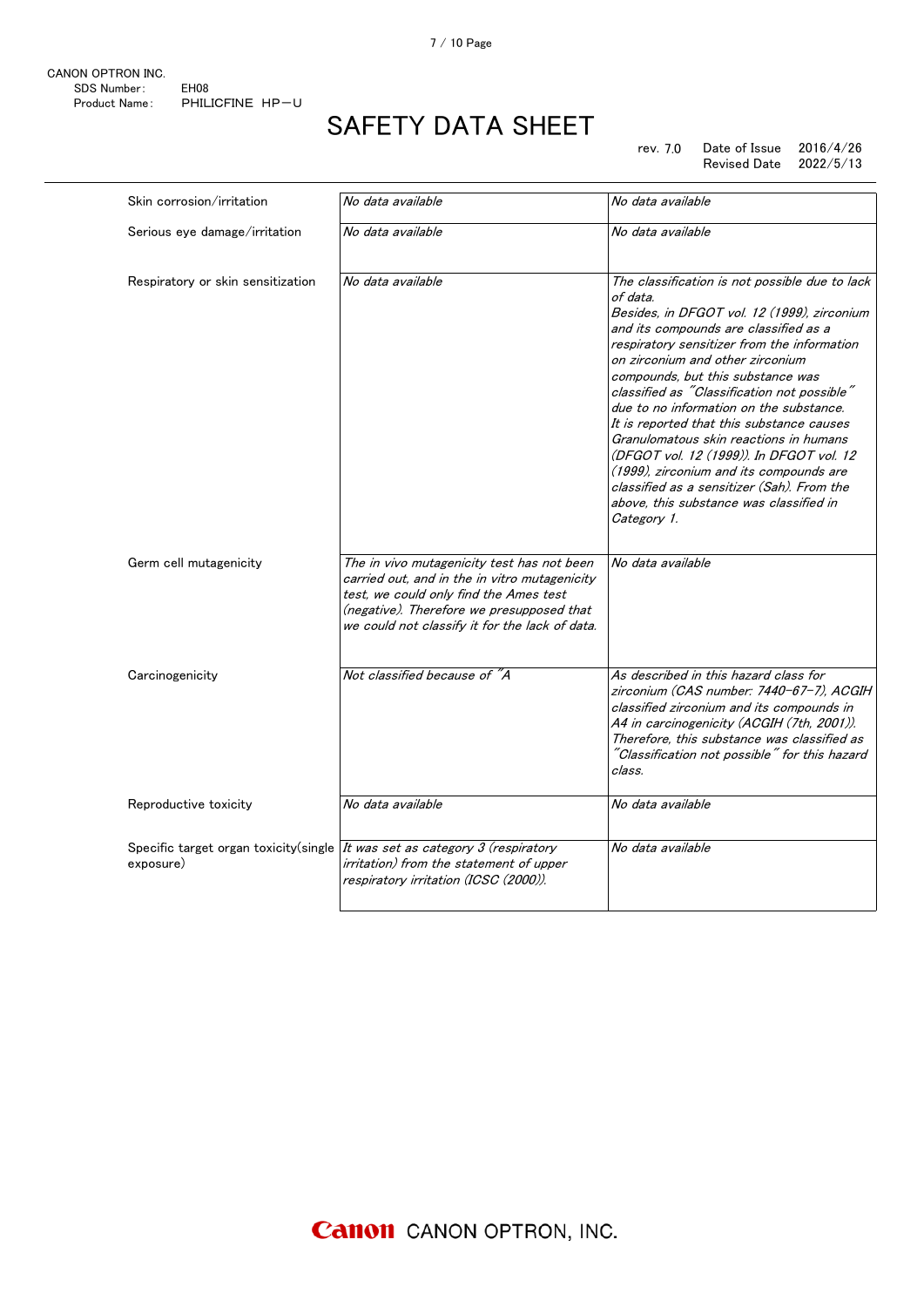| | | |
|---|---|---|
| Skin corrosion/irritation | *No data available* | *No data available* |
| Serious eye damage/irritation | *No data available* | *No data available* |
| Respiratory or skin sensitization | *No data available* | *The classification is not possible due to lack of data. Besides, in DFGOT vol. 12 (1999), zirconium and its compounds are classified as a respiratory sensitizer from the information on zirconium and other zirconium compounds, but this substance was classified as "Classification not possible" due to no information on the substance. It is reported that this substance causes Granulomatous skin reactions in humans (DFGOT vol. 12 (1999)). In DFGOT vol. 12 (1999), zirconium and its compounds are classified as a sensitizer (Sah). From the above, this substance was classified in Category 1.* |
| Germ cell mutagenicity | *The in vivo mutagenicity test has not been carried out, and in the in vitro mutagenicity test, we could only find the Ames test (negative). Therefore we presupposed that we could not classify it for the lack of data.* | *No data available* |
| Carcinogenicity | *Not classified because of "A* | *As described in this hazard class for zirconium (CAS number: 7440-67-7), ACGIH classified zirconium and its compounds in A4 in carcinogenicity (ACGIH (7th, 2001)). Therefore, this substance was classified as "Classification not possible" for this hazard class.* |
| Reproductive toxicity | *No data available* | *No data available* |
| Specific target organ toxicity(single exposure) | *It was set as category 3 (respiratory irritation) from the statement of upper respiratory irritation (ICSC (2000)).* | *No data available* |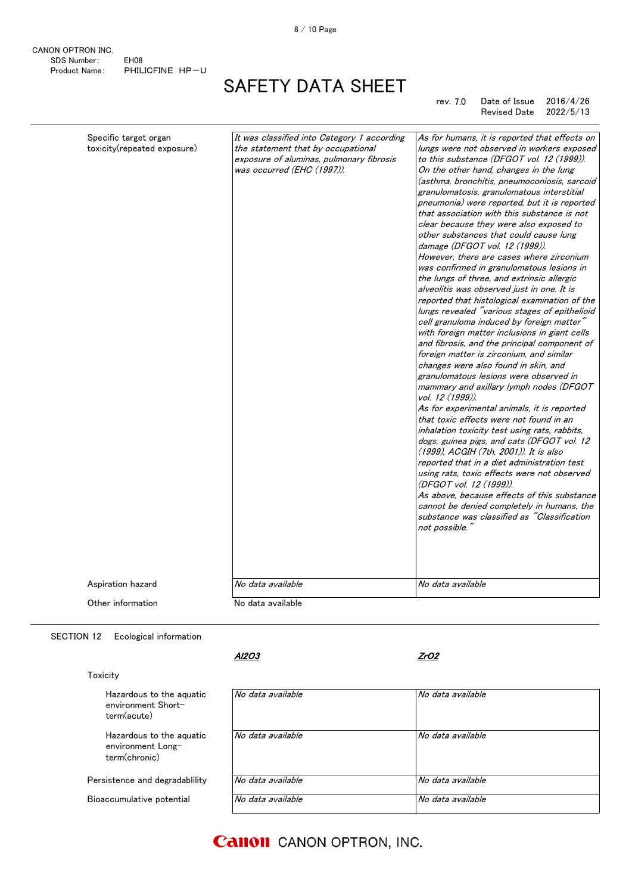| | | |
|---|---|---|
| Specific target organ toxicity(repeated exposure) | *It was classified into Category 1 according the statement that by occupational exposure of aluminas, pulmonary fibrosis was occurred (EHC (1997)).* | *As for humans, it is reported that effects on lungs were not observed in workers exposed to this substance (DFGOT vol. 12 (1999)). On the other hand, changes in the lung (asthma, bronchitis, pneumoconiosis, sarcoid granulomatosis, granulomatous interstitial pneumonia) were reported, but it is reported that association with this substance is not clear because they were also exposed to other substances that could cause lung damage (DFGOT vol. 12 (1999)). However, there are cases where zirconium was confirmed in granulomatous lesions in the lungs of three, and extrinsic allergic alveolitis was observed just in one. It is reported that histological examination of the lungs revealed "various stages of epithelioid cell granuloma induced by foreign matter" with foreign matter inclusions in giant cells and fibrosis, and the principal component of foreign matter is zirconium, and similar changes were also found in skin, and granulomatous lesions were observed in mammary and axillary lymph nodes (DFGOT vol. 12 (1999)). As for experimental animals, it is reported that toxic effects were not found in an inhalation toxicity test using rats, rabbits, dogs, guinea pigs, and cats (DFGOT vol. 12 (1999), ACGIH (7th, 2001)). It is also reported that in a diet administration test using rats, toxic effects were not observed (DFGOT vol. 12 (1999)). As above, because effects of this substance cannot be denied completely in humans, the substance was classified as "Classification not possible."* |
| Aspiration hazard | *No data available* | *No data available* |
| Other information | No data available | |

SECTION 12　Ecological information

| | ***$Al_2O_3$*** | ***$ZrO_2$*** |
|---|---|---|
| Toxicity | | |
| Hazardous to the aquatic environment Short-term(acute) | *No data available* | *No data available* |
| Hazardous to the aquatic environment Long-term(chronic) | *No data available* | *No data available* |
| Persistence and degradablility | *No data available* | *No data available* |
| Bioaccumulative potential | *No data available* | *No data available* |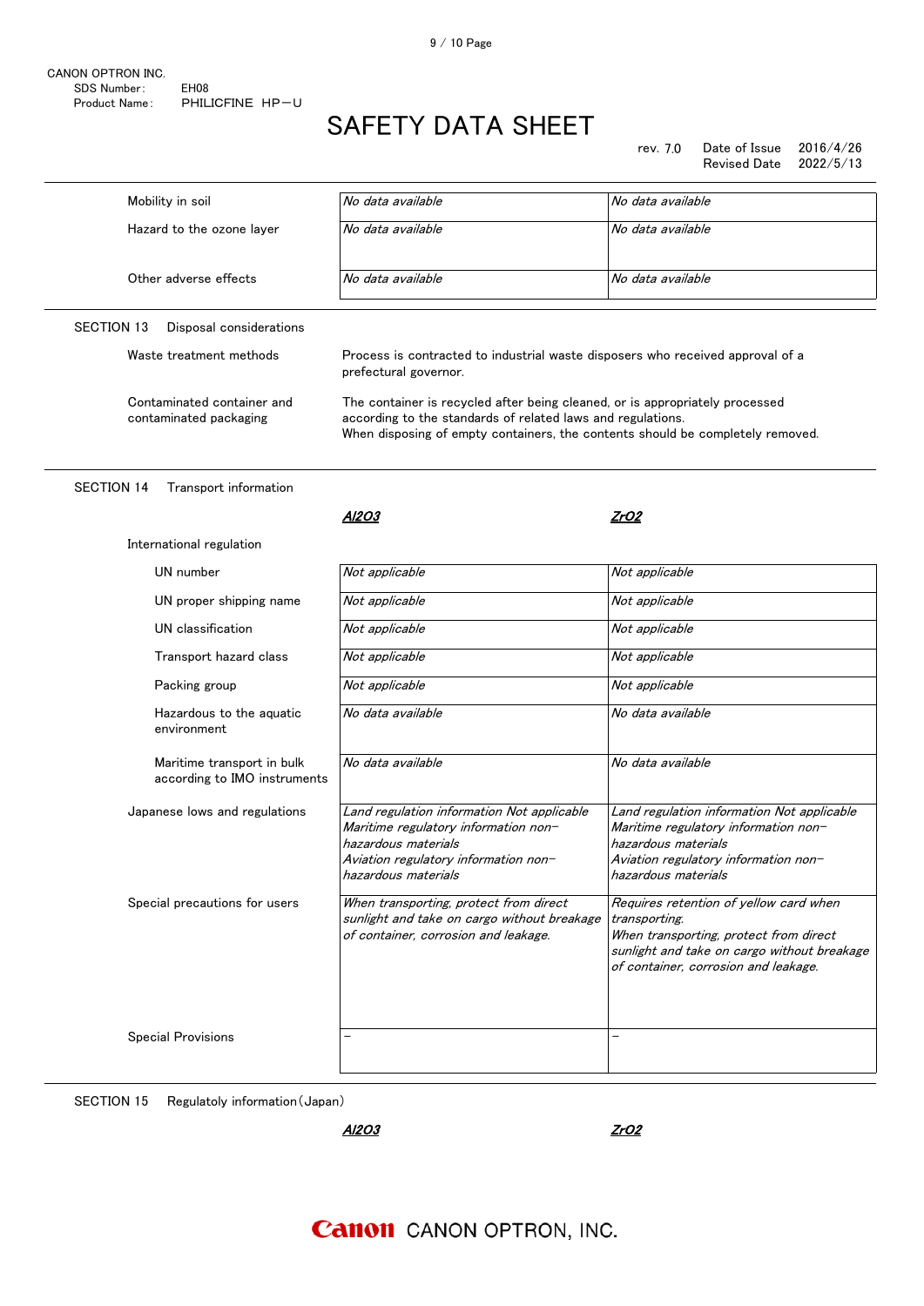| | | |
|---|---|---|
| Mobility in soil | *No data available* | *No data available* |
| Hazard to the ozone layer | *No data available* | *No data available* |
| Other adverse effects | *No data available* | *No data available* |

## SECTION 13 Disposal considerations

| | |
|---|---|
| Waste treatment methods | Process is contracted to industrial waste disposers who received approval of a prefectural governor. |
| Contaminated container and contaminated packaging | The container is recycled after being cleaned, or is appropriately processed according to the standards of related laws and regulations. When disposing of empty containers, the contents should be completely removed. |

## SECTION 14 Transport information

| | ***$Al_2O_3$*** | ***$ZrO_2$*** |
|---|---|---|
| International regulation | | |
| UN number | *Not applicable* | *Not applicable* |
| UN proper shipping name | *Not applicable* | *Not applicable* |
| UN classification | *Not applicable* | *Not applicable* |
| Transport hazard class | *Not applicable* | *Not applicable* |
| Packing group | *Not applicable* | *Not applicable* |
| Hazardous to the aquatic environment | *No data available* | *No data available* |
| Maritime transport in bulk according to IMO instruments | *No data available* | *No data available* |
| Japanese lows and regulations | *Land regulation information Not applicable Maritime regulatory information non-hazardous materials Aviation regulatory information non-hazardous materials* | *Land regulation information Not applicable Maritime regulatory information non-hazardous materials Aviation regulatory information non-hazardous materials* |
| Special precautions for users | *When transporting, protect from direct sunlight and take on cargo without breakage of container, corrosion and leakage.* | *Requires retention of yellow card when transporting. When transporting, protect from direct sunlight and take on cargo without breakage of container, corrosion and leakage.* |
| Special Provisions | – | – |

## SECTION 15 Regulatoly information(Japan)

| ***$Al_2O_3$*** | ***$ZrO_2$*** |
|---|---|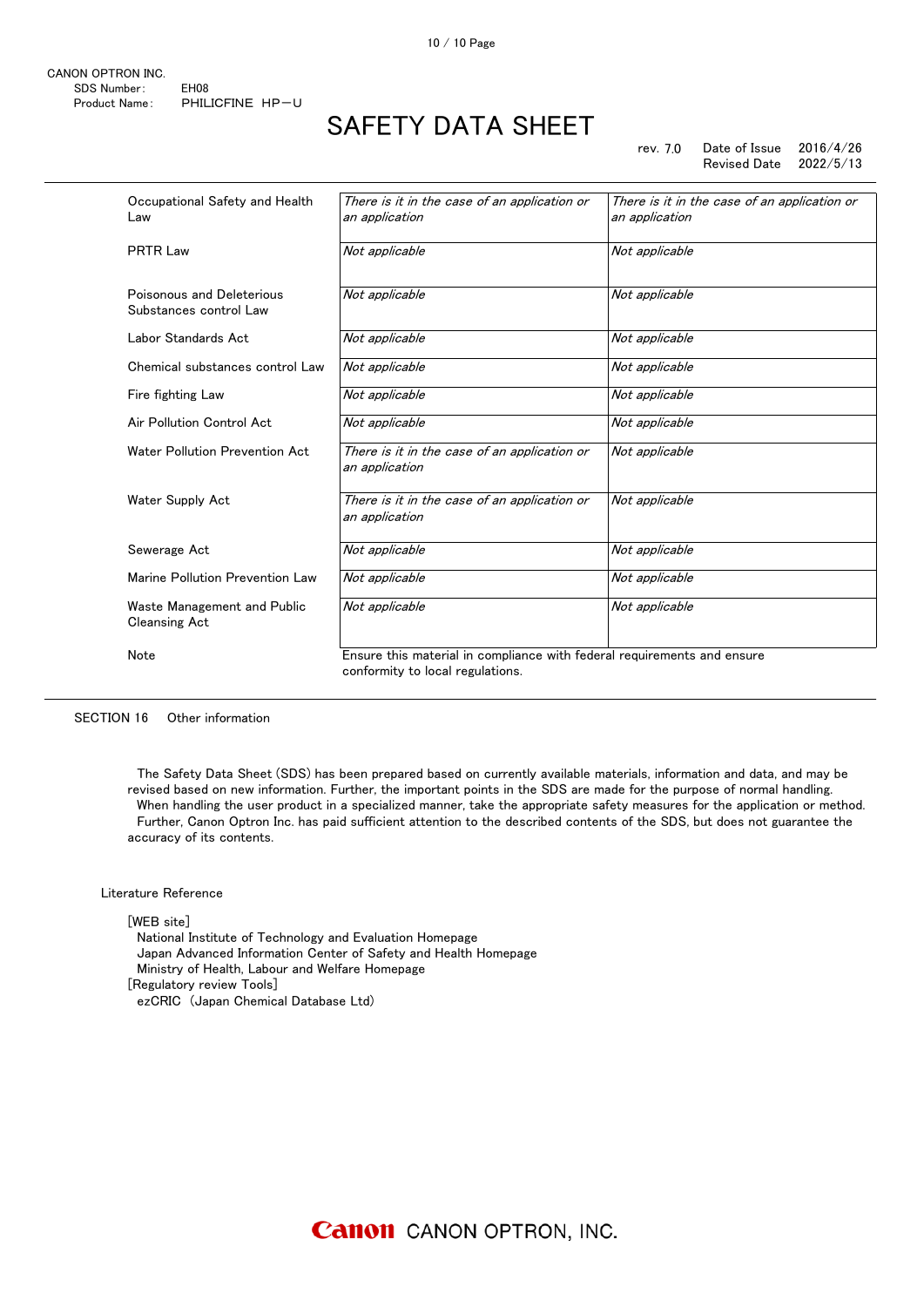| | | |
|---|---|---|
| Occupational Safety and Health Law | *There is it in the case of an application or an application* | *There is it in the case of an application or an application* |
| PRTR Law | *Not applicable* | *Not applicable* |
| Poisonous and Deleterious Substances control Law | *Not applicable* | *Not applicable* |
| Labor Standards Act | *Not applicable* | *Not applicable* |
| Chemical substances control Law | *Not applicable* | *Not applicable* |
| Fire fighting Law | *Not applicable* | *Not applicable* |
| Air Pollution Control Act | *Not applicable* | *Not applicable* |
| Water Pollution Prevention Act | *There is it in the case of an application or an application* | *Not applicable* |
| Water Supply Act | *There is it in the case of an application or an application* | *Not applicable* |
| Sewerage Act | *Not applicable* | *Not applicable* |
| Marine Pollution Prevention Law | *Not applicable* | *Not applicable* |
| Waste Management and Public Cleansing Act | *Not applicable* | *Not applicable* |
| Note | Ensure this material in compliance with federal requirements and ensure conformity to local regulations. | |

## SECTION 16 Other information

The Safety Data Sheet (SDS) has been prepared based on currently available materials, information and data, and may be revised based on new information. Further, the important points in the SDS are made for the purpose of normal handling.

When handling the user product in a specialized manner, take the appropriate safety measures for the application or method.

Further, Canon Optron Inc. has paid sufficient attention to the described contents of the SDS, but does not guarantee the accuracy of its contents.

### Literature Reference

[WEB site]
National Institute of Technology and Evaluation Homepage
Japan Advanced Information Center of Safety and Health Homepage
Ministry of Health, Labour and Welfare Homepage
[Regulatory review Tools]
ezCRIC（Japan Chemical Database Ltd）